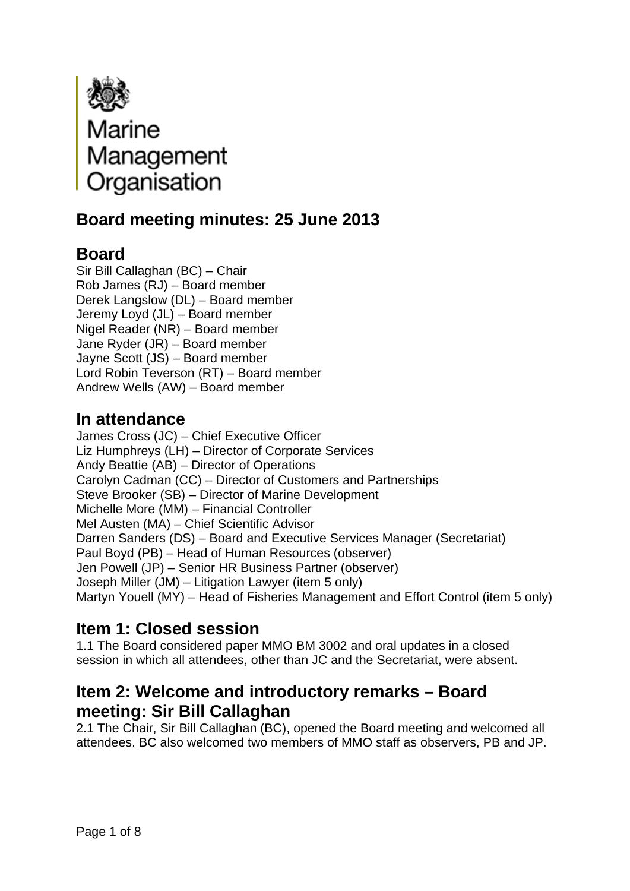Marine Management Organisation

# Board meeting minutes: 25 June 2013

## Board

Sir Bill Callaghan (BC) – Chair
Rob James (RJ) – Board member
Derek Langslow (DL) – Board member
Jeremy Loyd (JL) – Board member
Nigel Reader (NR) – Board member
Jane Ryder (JR) – Board member
Jayne Scott (JS) – Board member
Lord Robin Teverson (RT) – Board member
Andrew Wells (AW) – Board member

## In attendance

James Cross (JC) – Chief Executive Officer
Liz Humphreys (LH) – Director of Corporate Services
Andy Beattie (AB) – Director of Operations
Carolyn Cadman (CC) – Director of Customers and Partnerships
Steve Brooker (SB) – Director of Marine Development
Michelle More (MM) – Financial Controller
Mel Austen (MA) – Chief Scientific Advisor
Darren Sanders (DS) – Board and Executive Services Manager (Secretariat)
Paul Boyd (PB) – Head of Human Resources (observer)
Jen Powell (JP) – Senior HR Business Partner (observer)
Joseph Miller (JM) – Litigation Lawyer (item 5 only)
Martyn Youell (MY) – Head of Fisheries Management and Effort Control (item 5 only)

## Item 1: Closed session

1.1 The Board considered paper MMO BM 3002 and oral updates in a closed session in which all attendees, other than JC and the Secretariat, were absent.

## Item 2: Welcome and introductory remarks – Board meeting: Sir Bill Callaghan

2.1 The Chair, Sir Bill Callaghan (BC), opened the Board meeting and welcomed all attendees. BC also welcomed two members of MMO staff as observers, PB and JP.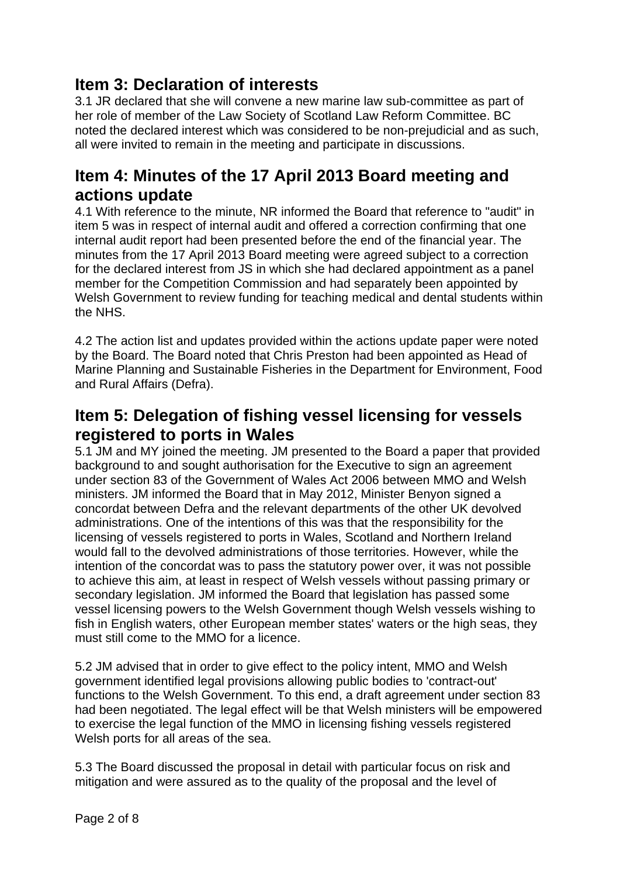## Item 3: Declaration of interests

3.1 JR declared that she will convene a new marine law sub-committee as part of her role of member of the Law Society of Scotland Law Reform Committee. BC noted the declared interest which was considered to be non-prejudicial and as such, all were invited to remain in the meeting and participate in discussions.

## Item 4: Minutes of the 17 April 2013 Board meeting and actions update

4.1 With reference to the minute, NR informed the Board that reference to "audit" in item 5 was in respect of internal audit and offered a correction confirming that one internal audit report had been presented before the end of the financial year. The minutes from the 17 April 2013 Board meeting were agreed subject to a correction for the declared interest from JS in which she had declared appointment as a panel member for the Competition Commission and had separately been appointed by Welsh Government to review funding for teaching medical and dental students within the NHS.

4.2 The action list and updates provided within the actions update paper were noted by the Board. The Board noted that Chris Preston had been appointed as Head of Marine Planning and Sustainable Fisheries in the Department for Environment, Food and Rural Affairs (Defra).

## Item 5: Delegation of fishing vessel licensing for vessels registered to ports in Wales

5.1 JM and MY joined the meeting. JM presented to the Board a paper that provided background to and sought authorisation for the Executive to sign an agreement under section 83 of the Government of Wales Act 2006 between MMO and Welsh ministers. JM informed the Board that in May 2012, Minister Benyon signed a concordat between Defra and the relevant departments of the other UK devolved administrations. One of the intentions of this was that the responsibility for the licensing of vessels registered to ports in Wales, Scotland and Northern Ireland would fall to the devolved administrations of those territories. However, while the intention of the concordat was to pass the statutory power over, it was not possible to achieve this aim, at least in respect of Welsh vessels without passing primary or secondary legislation. JM informed the Board that legislation has passed some vessel licensing powers to the Welsh Government though Welsh vessels wishing to fish in English waters, other European member states' waters or the high seas, they must still come to the MMO for a licence.

5.2 JM advised that in order to give effect to the policy intent, MMO and Welsh government identified legal provisions allowing public bodies to 'contract-out' functions to the Welsh Government. To this end, a draft agreement under section 83 had been negotiated. The legal effect will be that Welsh ministers will be empowered to exercise the legal function of the MMO in licensing fishing vessels registered Welsh ports for all areas of the sea.

5.3 The Board discussed the proposal in detail with particular focus on risk and mitigation and were assured as to the quality of the proposal and the level of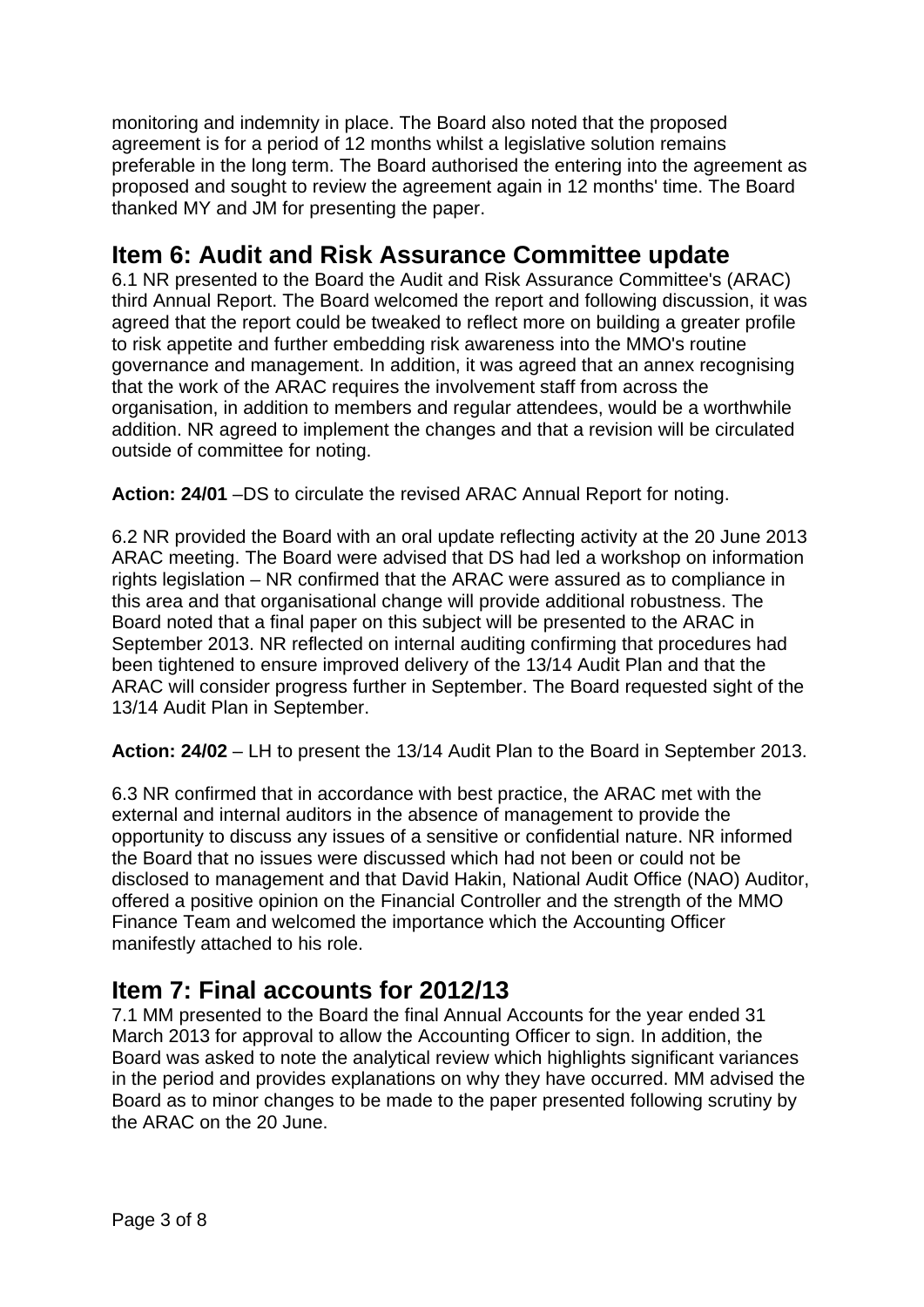monitoring and indemnity in place. The Board also noted that the proposed agreement is for a period of 12 months whilst a legislative solution remains preferable in the long term. The Board authorised the entering into the agreement as proposed and sought to review the agreement again in 12 months' time. The Board thanked MY and JM for presenting the paper.

## Item 6: Audit and Risk Assurance Committee update

6.1 NR presented to the Board the Audit and Risk Assurance Committee's (ARAC) third Annual Report. The Board welcomed the report and following discussion, it was agreed that the report could be tweaked to reflect more on building a greater profile to risk appetite and further embedding risk awareness into the MMO's routine governance and management. In addition, it was agreed that an annex recognising that the work of the ARAC requires the involvement staff from across the organisation, in addition to members and regular attendees, would be a worthwhile addition. NR agreed to implement the changes and that a revision will be circulated outside of committee for noting.

**Action: 24/01** –DS to circulate the revised ARAC Annual Report for noting.

6.2 NR provided the Board with an oral update reflecting activity at the 20 June 2013 ARAC meeting. The Board were advised that DS had led a workshop on information rights legislation – NR confirmed that the ARAC were assured as to compliance in this area and that organisational change will provide additional robustness. The Board noted that a final paper on this subject will be presented to the ARAC in September 2013. NR reflected on internal auditing confirming that procedures had been tightened to ensure improved delivery of the 13/14 Audit Plan and that the ARAC will consider progress further in September. The Board requested sight of the 13/14 Audit Plan in September.

**Action: 24/02** – LH to present the 13/14 Audit Plan to the Board in September 2013.

6.3 NR confirmed that in accordance with best practice, the ARAC met with the external and internal auditors in the absence of management to provide the opportunity to discuss any issues of a sensitive or confidential nature. NR informed the Board that no issues were discussed which had not been or could not be disclosed to management and that David Hakin, National Audit Office (NAO) Auditor, offered a positive opinion on the Financial Controller and the strength of the MMO Finance Team and welcomed the importance which the Accounting Officer manifestly attached to his role.

## Item 7: Final accounts for 2012/13

7.1 MM presented to the Board the final Annual Accounts for the year ended 31 March 2013 for approval to allow the Accounting Officer to sign. In addition, the Board was asked to note the analytical review which highlights significant variances in the period and provides explanations on why they have occurred. MM advised the Board as to minor changes to be made to the paper presented following scrutiny by the ARAC on the 20 June.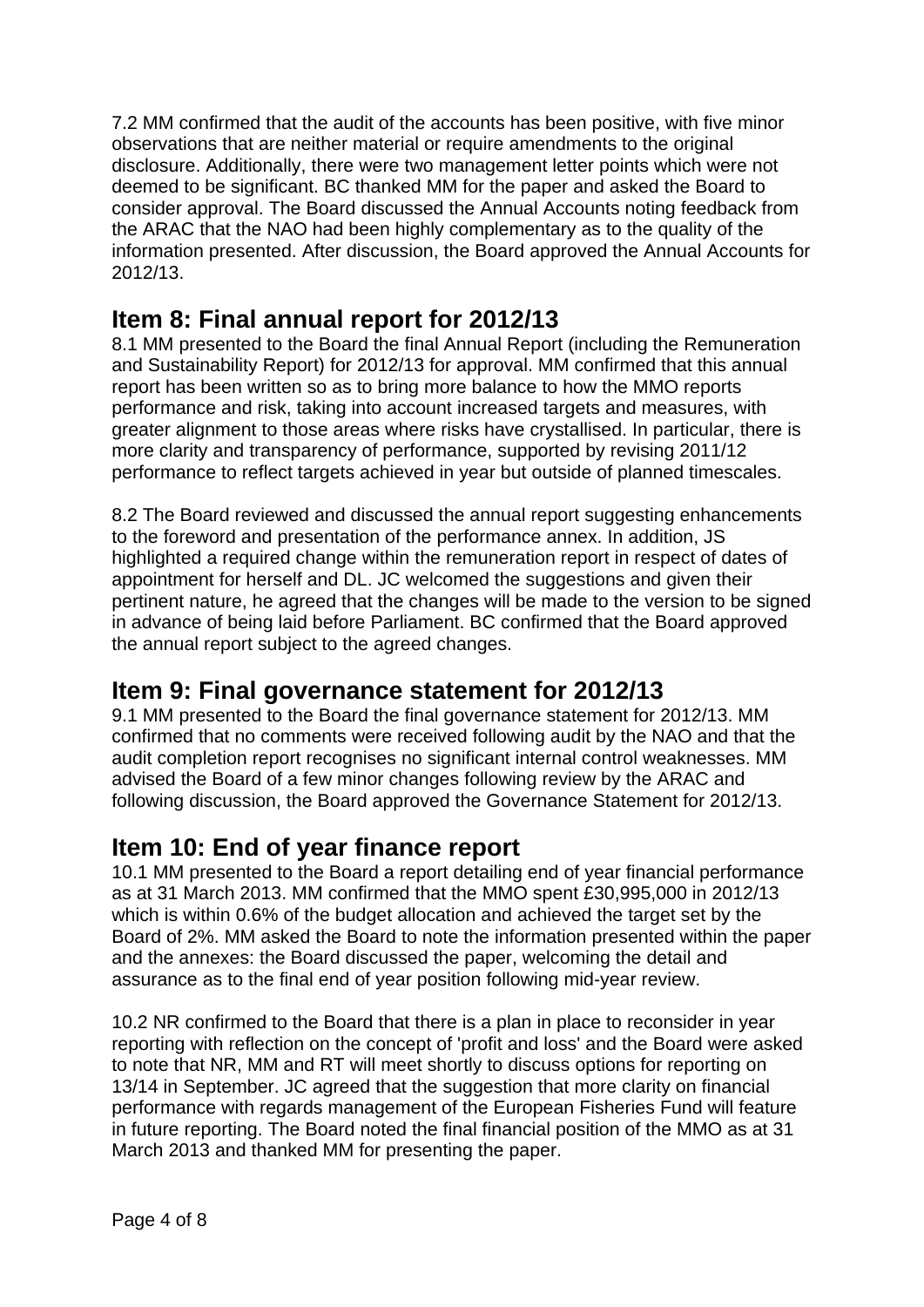7.2 MM confirmed that the audit of the accounts has been positive, with five minor observations that are neither material or require amendments to the original disclosure. Additionally, there were two management letter points which were not deemed to be significant. BC thanked MM for the paper and asked the Board to consider approval. The Board discussed the Annual Accounts noting feedback from the ARAC that the NAO had been highly complementary as to the quality of the information presented. After discussion, the Board approved the Annual Accounts for 2012/13.

## Item 8: Final annual report for 2012/13

8.1 MM presented to the Board the final Annual Report (including the Remuneration and Sustainability Report) for 2012/13 for approval. MM confirmed that this annual report has been written so as to bring more balance to how the MMO reports performance and risk, taking into account increased targets and measures, with greater alignment to those areas where risks have crystallised. In particular, there is more clarity and transparency of performance, supported by revising 2011/12 performance to reflect targets achieved in year but outside of planned timescales.

8.2 The Board reviewed and discussed the annual report suggesting enhancements to the foreword and presentation of the performance annex. In addition, JS highlighted a required change within the remuneration report in respect of dates of appointment for herself and DL. JC welcomed the suggestions and given their pertinent nature, he agreed that the changes will be made to the version to be signed in advance of being laid before Parliament. BC confirmed that the Board approved the annual report subject to the agreed changes.

## Item 9: Final governance statement for 2012/13

9.1 MM presented to the Board the final governance statement for 2012/13. MM confirmed that no comments were received following audit by the NAO and that the audit completion report recognises no significant internal control weaknesses. MM advised the Board of a few minor changes following review by the ARAC and following discussion, the Board approved the Governance Statement for 2012/13.

## Item 10: End of year finance report

10.1 MM presented to the Board a report detailing end of year financial performance as at 31 March 2013. MM confirmed that the MMO spent £30,995,000 in 2012/13 which is within 0.6% of the budget allocation and achieved the target set by the Board of 2%. MM asked the Board to note the information presented within the paper and the annexes: the Board discussed the paper, welcoming the detail and assurance as to the final end of year position following mid-year review.

10.2 NR confirmed to the Board that there is a plan in place to reconsider in year reporting with reflection on the concept of 'profit and loss' and the Board were asked to note that NR, MM and RT will meet shortly to discuss options for reporting on 13/14 in September. JC agreed that the suggestion that more clarity on financial performance with regards management of the European Fisheries Fund will feature in future reporting. The Board noted the final financial position of the MMO as at 31 March 2013 and thanked MM for presenting the paper.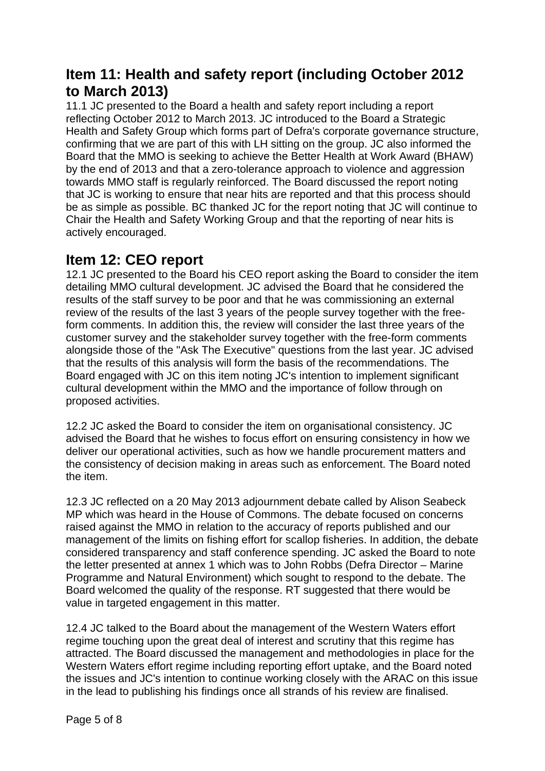## Item 11: Health and safety report (including October 2012 to March 2013)

11.1 JC presented to the Board a health and safety report including a report reflecting October 2012 to March 2013. JC introduced to the Board a Strategic Health and Safety Group which forms part of Defra's corporate governance structure, confirming that we are part of this with LH sitting on the group. JC also informed the Board that the MMO is seeking to achieve the Better Health at Work Award (BHAW) by the end of 2013 and that a zero-tolerance approach to violence and aggression towards MMO staff is regularly reinforced. The Board discussed the report noting that JC is working to ensure that near hits are reported and that this process should be as simple as possible. BC thanked JC for the report noting that JC will continue to Chair the Health and Safety Working Group and that the reporting of near hits is actively encouraged.

## Item 12: CEO report

12.1 JC presented to the Board his CEO report asking the Board to consider the item detailing MMO cultural development. JC advised the Board that he considered the results of the staff survey to be poor and that he was commissioning an external review of the results of the last 3 years of the people survey together with the free-form comments. In addition this, the review will consider the last three years of the customer survey and the stakeholder survey together with the free-form comments alongside those of the "Ask The Executive" questions from the last year. JC advised that the results of this analysis will form the basis of the recommendations. The Board engaged with JC on this item noting JC's intention to implement significant cultural development within the MMO and the importance of follow through on proposed activities.

12.2 JC asked the Board to consider the item on organisational consistency. JC advised the Board that he wishes to focus effort on ensuring consistency in how we deliver our operational activities, such as how we handle procurement matters and the consistency of decision making in areas such as enforcement. The Board noted the item.

12.3 JC reflected on a 20 May 2013 adjournment debate called by Alison Seabeck MP which was heard in the House of Commons. The debate focused on concerns raised against the MMO in relation to the accuracy of reports published and our management of the limits on fishing effort for scallop fisheries. In addition, the debate considered transparency and staff conference spending. JC asked the Board to note the letter presented at annex 1 which was to John Robbs (Defra Director – Marine Programme and Natural Environment) which sought to respond to the debate. The Board welcomed the quality of the response. RT suggested that there would be value in targeted engagement in this matter.

12.4 JC talked to the Board about the management of the Western Waters effort regime touching upon the great deal of interest and scrutiny that this regime has attracted. The Board discussed the management and methodologies in place for the Western Waters effort regime including reporting effort uptake, and the Board noted the issues and JC's intention to continue working closely with the ARAC on this issue in the lead to publishing his findings once all strands of his review are finalised.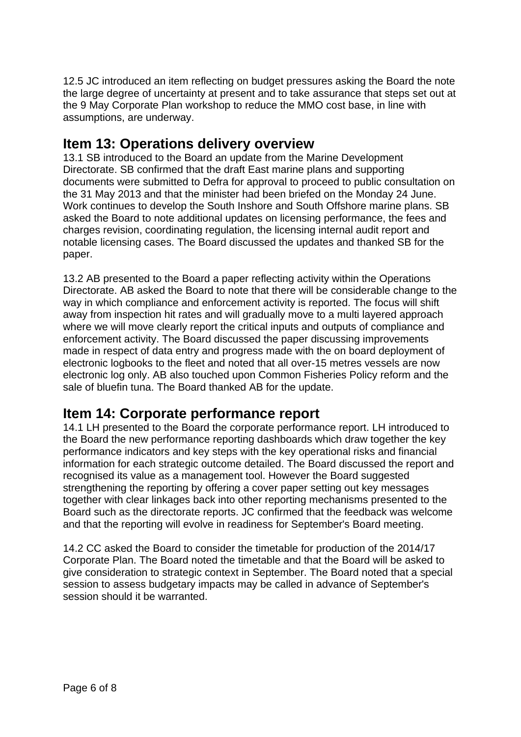12.5 JC introduced an item reflecting on budget pressures asking the Board the note the large degree of uncertainty at present and to take assurance that steps set out at the 9 May Corporate Plan workshop to reduce the MMO cost base, in line with assumptions, are underway.

## Item 13: Operations delivery overview

13.1 SB introduced to the Board an update from the Marine Development Directorate. SB confirmed that the draft East marine plans and supporting documents were submitted to Defra for approval to proceed to public consultation on the 31 May 2013 and that the minister had been briefed on the Monday 24 June. Work continues to develop the South Inshore and South Offshore marine plans. SB asked the Board to note additional updates on licensing performance, the fees and charges revision, coordinating regulation, the licensing internal audit report and notable licensing cases. The Board discussed the updates and thanked SB for the paper.

13.2 AB presented to the Board a paper reflecting activity within the Operations Directorate. AB asked the Board to note that there will be considerable change to the way in which compliance and enforcement activity is reported. The focus will shift away from inspection hit rates and will gradually move to a multi layered approach where we will move clearly report the critical inputs and outputs of compliance and enforcement activity. The Board discussed the paper discussing improvements made in respect of data entry and progress made with the on board deployment of electronic logbooks to the fleet and noted that all over-15 metres vessels are now electronic log only. AB also touched upon Common Fisheries Policy reform and the sale of bluefin tuna. The Board thanked AB for the update.

## Item 14: Corporate performance report

14.1 LH presented to the Board the corporate performance report. LH introduced to the Board the new performance reporting dashboards which draw together the key performance indicators and key steps with the key operational risks and financial information for each strategic outcome detailed. The Board discussed the report and recognised its value as a management tool. However the Board suggested strengthening the reporting by offering a cover paper setting out key messages together with clear linkages back into other reporting mechanisms presented to the Board such as the directorate reports. JC confirmed that the feedback was welcome and that the reporting will evolve in readiness for September's Board meeting.

14.2 CC asked the Board to consider the timetable for production of the 2014/17 Corporate Plan. The Board noted the timetable and that the Board will be asked to give consideration to strategic context in September. The Board noted that a special session to assess budgetary impacts may be called in advance of September's session should it be warranted.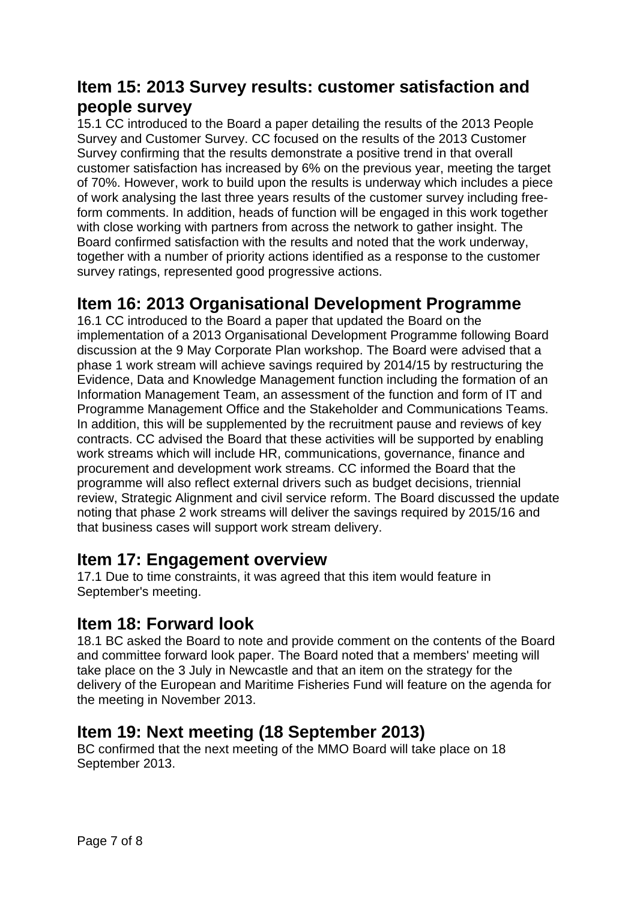## Item 15: 2013 Survey results: customer satisfaction and people survey

15.1 CC introduced to the Board a paper detailing the results of the 2013 People Survey and Customer Survey. CC focused on the results of the 2013 Customer Survey confirming that the results demonstrate a positive trend in that overall customer satisfaction has increased by 6% on the previous year, meeting the target of 70%. However, work to build upon the results is underway which includes a piece of work analysing the last three years results of the customer survey including free-form comments. In addition, heads of function will be engaged in this work together with close working with partners from across the network to gather insight. The Board confirmed satisfaction with the results and noted that the work underway, together with a number of priority actions identified as a response to the customer survey ratings, represented good progressive actions.

## Item 16: 2013 Organisational Development Programme

16.1 CC introduced to the Board a paper that updated the Board on the implementation of a 2013 Organisational Development Programme following Board discussion at the 9 May Corporate Plan workshop. The Board were advised that a phase 1 work stream will achieve savings required by 2014/15 by restructuring the Evidence, Data and Knowledge Management function including the formation of an Information Management Team, an assessment of the function and form of IT and Programme Management Office and the Stakeholder and Communications Teams. In addition, this will be supplemented by the recruitment pause and reviews of key contracts. CC advised the Board that these activities will be supported by enabling work streams which will include HR, communications, governance, finance and procurement and development work streams. CC informed the Board that the programme will also reflect external drivers such as budget decisions, triennial review, Strategic Alignment and civil service reform. The Board discussed the update noting that phase 2 work streams will deliver the savings required by 2015/16 and that business cases will support work stream delivery.

## Item 17: Engagement overview

17.1 Due to time constraints, it was agreed that this item would feature in September's meeting.

## Item 18: Forward look

18.1 BC asked the Board to note and provide comment on the contents of the Board and committee forward look paper. The Board noted that a members' meeting will take place on the 3 July in Newcastle and that an item on the strategy for the delivery of the European and Maritime Fisheries Fund will feature on the agenda for the meeting in November 2013.

## Item 19: Next meeting (18 September 2013)

BC confirmed that the next meeting of the MMO Board will take place on 18 September 2013.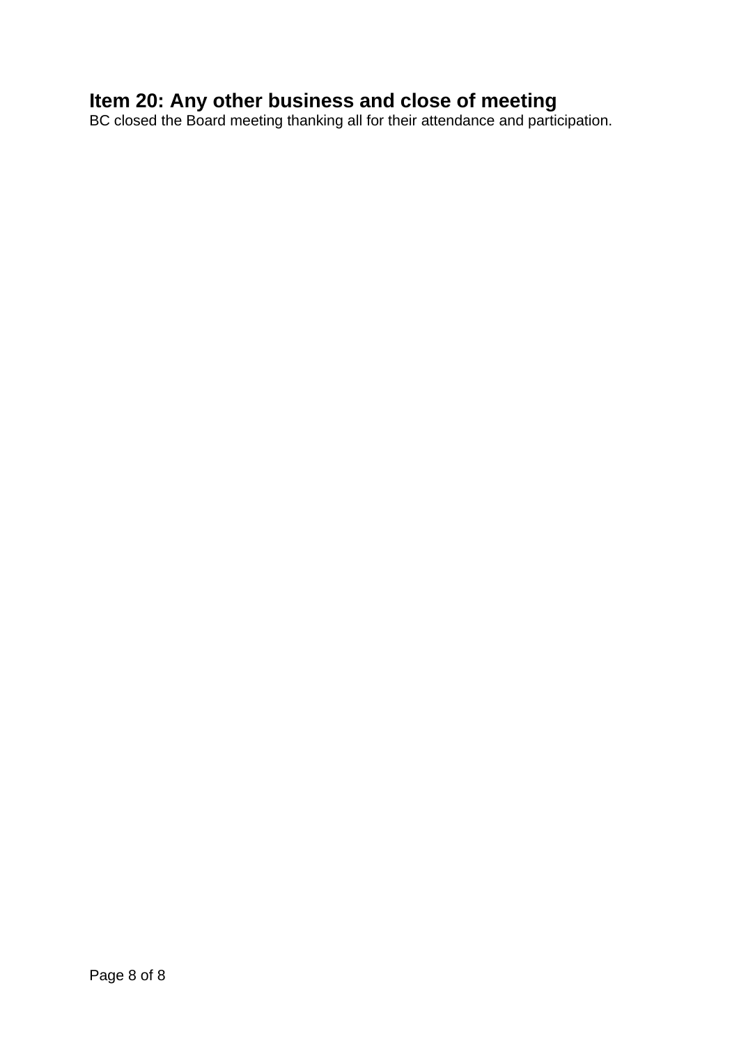## Item 20: Any other business and close of meeting

BC closed the Board meeting thanking all for their attendance and participation.